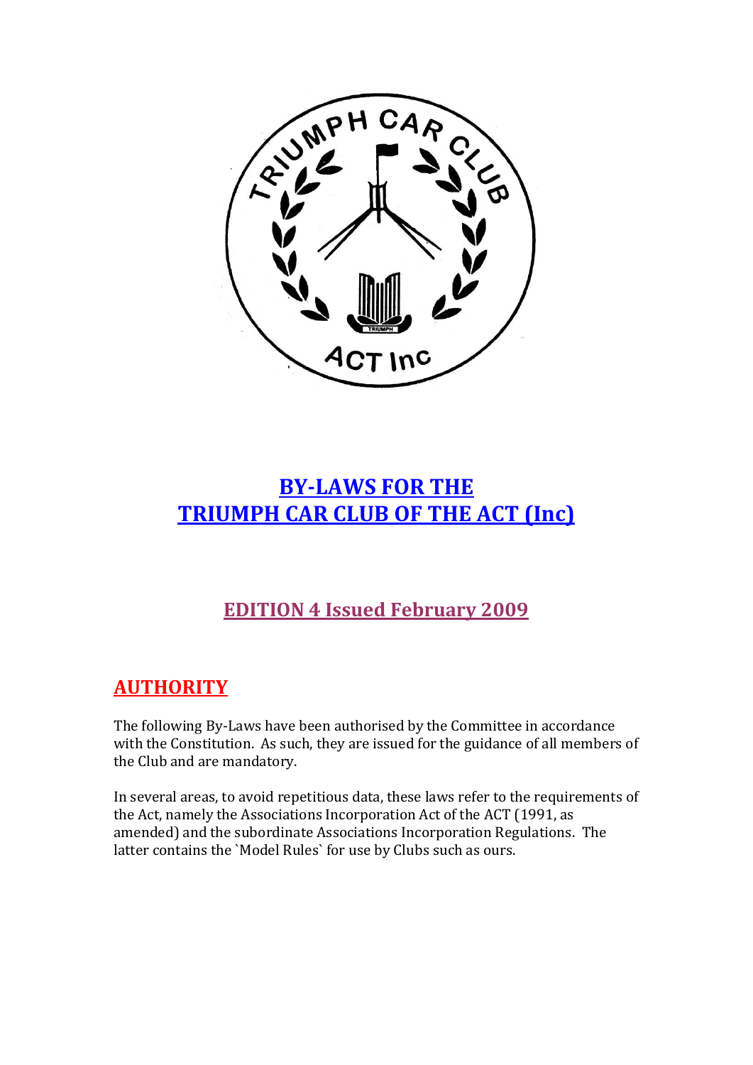# BY-LAWS FOR THE TRIUMPH CAR CLUB OF THE ACT (Inc)

## EDITION 4 Issued February 2009

## AUTHORITY

The following By-Laws have been authorised by the Committee in accordance with the Constitution. As such, they are issued for the guidance of all members of the Club and are mandatory.

In several areas, to avoid repetitious data, these laws refer to the requirements of the Act, namely the Associations Incorporation Act of the ACT (1991, as amended) and the subordinate Associations Incorporation Regulations. The latter contains the `Model Rules` for use by Clubs such as ours.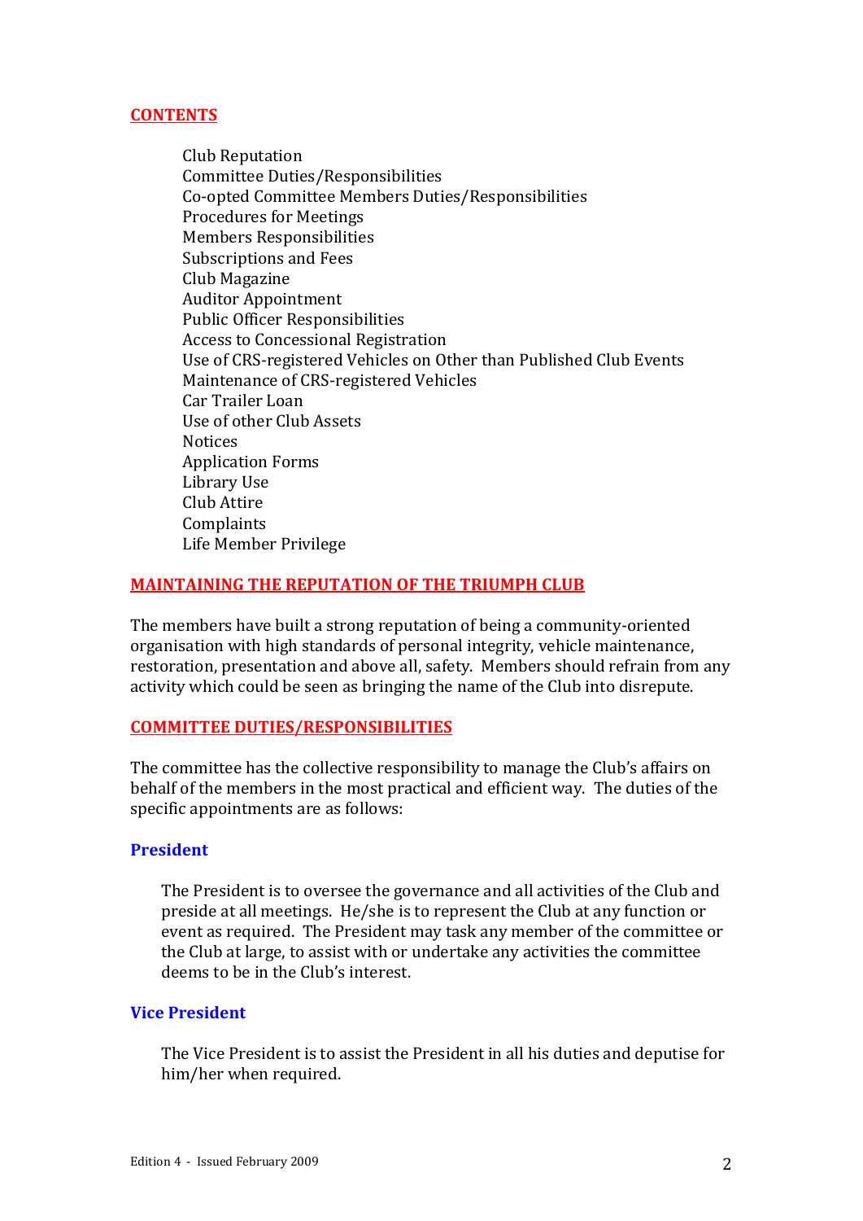## CONTENTS

- Club Reputation
- Committee Duties/Responsibilities
- Co-opted Committee Members Duties/Responsibilities
- Procedures for Meetings
- Members Responsibilities
- Subscriptions and Fees
- Club Magazine
- Auditor Appointment
- Public Officer Responsibilities
- Access to Concessional Registration
- Use of CRS-registered Vehicles on Other than Published Club Events
- Maintenance of CRS-registered Vehicles
- Car Trailer Loan
- Use of other Club Assets
- Notices
- Application Forms
- Library Use
- Club Attire
- Complaints
- Life Member Privilege

## MAINTAINING THE REPUTATION OF THE TRIUMPH CLUB

The members have built a strong reputation of being a community-oriented organisation with high standards of personal integrity, vehicle maintenance, restoration, presentation and above all, safety. Members should refrain from any activity which could be seen as bringing the name of the Club into disrepute.

## COMMITTEE DUTIES/RESPONSIBILITIES

The committee has the collective responsibility to manage the Club's affairs on behalf of the members in the most practical and efficient way. The duties of the specific appointments are as follows:

### President

The President is to oversee the governance and all activities of the Club and preside at all meetings. He/she is to represent the Club at any function or event as required. The President may task any member of the committee or the Club at large, to assist with or undertake any activities the committee deems to be in the Club's interest.

### Vice President

The Vice President is to assist the President in all his duties and deputise for him/her when required.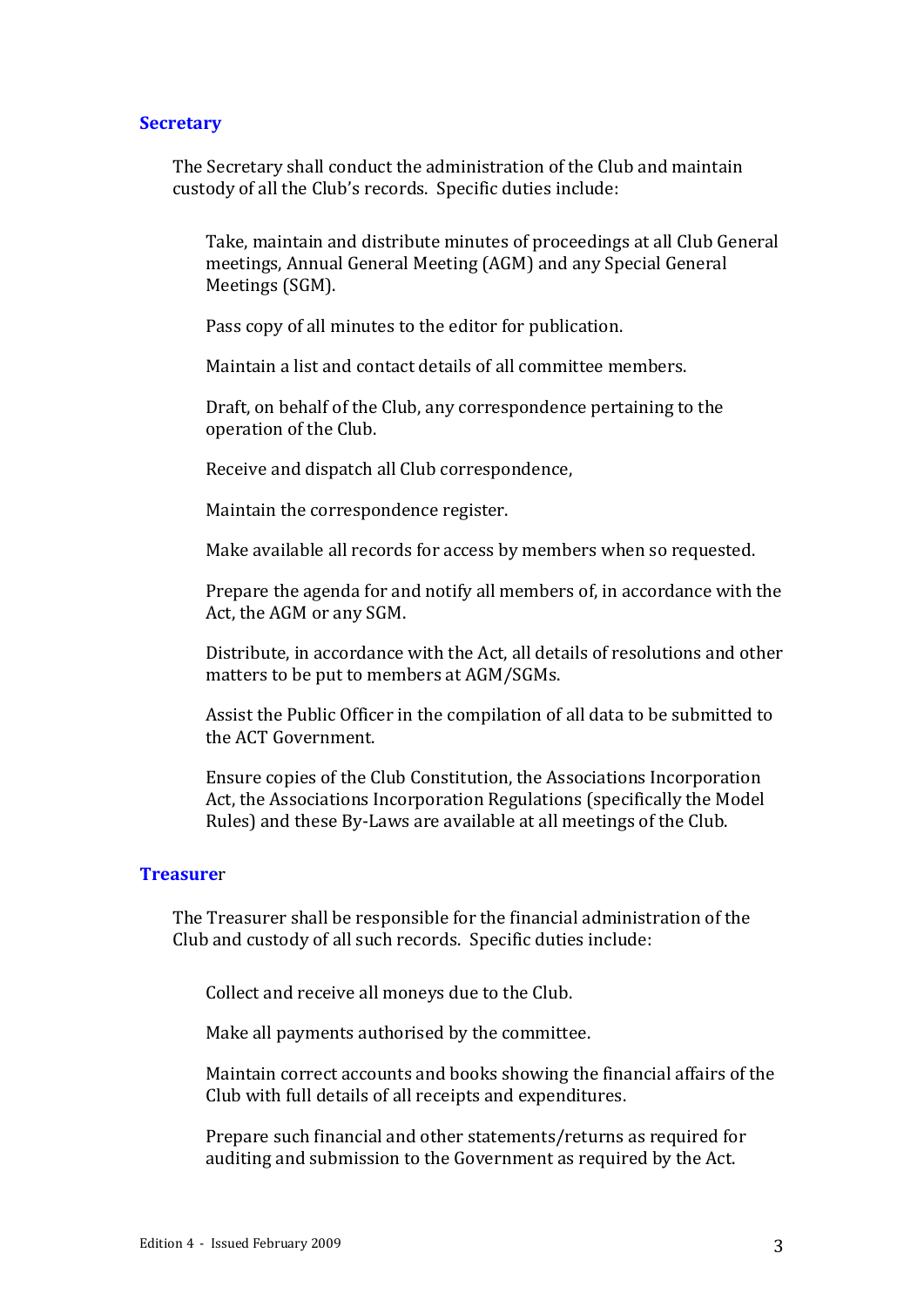### Secretary

The Secretary shall conduct the administration of the Club and maintain custody of all the Club's records. Specific duties include:

Take, maintain and distribute minutes of proceedings at all Club General meetings, Annual General Meeting (AGM) and any Special General Meetings (SGM).

Pass copy of all minutes to the editor for publication.

Maintain a list and contact details of all committee members.

Draft, on behalf of the Club, any correspondence pertaining to the operation of the Club.

Receive and dispatch all Club correspondence,

Maintain the correspondence register.

Make available all records for access by members when so requested.

Prepare the agenda for and notify all members of, in accordance with the Act, the AGM or any SGM.

Distribute, in accordance with the Act, all details of resolutions and other matters to be put to members at AGM/SGMs.

Assist the Public Officer in the compilation of all data to be submitted to the ACT Government.

Ensure copies of the Club Constitution, the Associations Incorporation Act, the Associations Incorporation Regulations (specifically the Model Rules) and these By-Laws are available at all meetings of the Club.

### Treasurer

The Treasurer shall be responsible for the financial administration of the Club and custody of all such records. Specific duties include:

Collect and receive all moneys due to the Club.

Make all payments authorised by the committee.

Maintain correct accounts and books showing the financial affairs of the Club with full details of all receipts and expenditures.

Prepare such financial and other statements/returns as required for auditing and submission to the Government as required by the Act.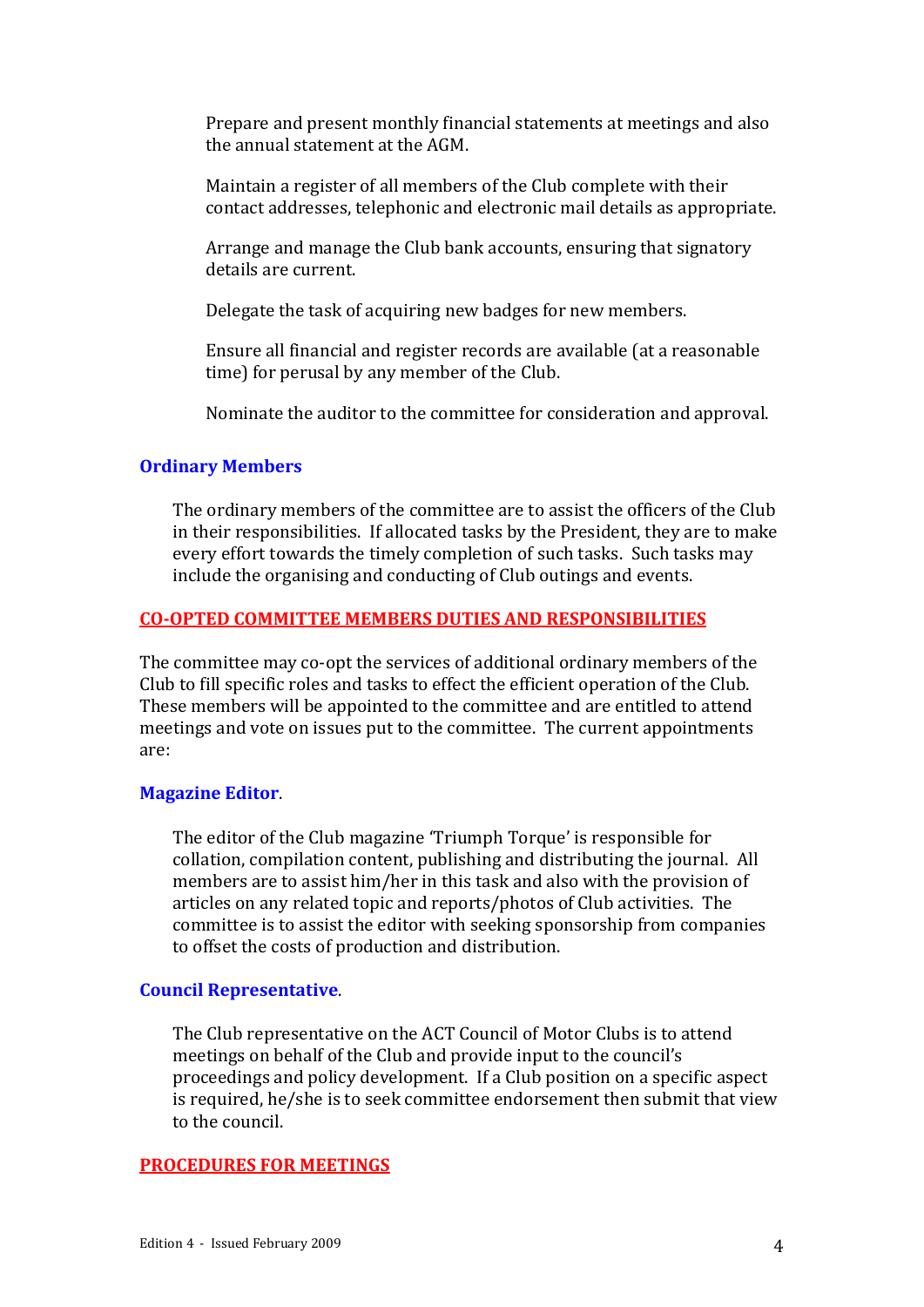Prepare and present monthly financial statements at meetings and also the annual statement at the AGM.

Maintain a register of all members of the Club complete with their contact addresses, telephonic and electronic mail details as appropriate.

Arrange and manage the Club bank accounts, ensuring that signatory details are current.

Delegate the task of acquiring new badges for new members.

Ensure all financial and register records are available (at a reasonable time) for perusal by any member of the Club.

Nominate the auditor to the committee for consideration and approval.

### Ordinary Members

The ordinary members of the committee are to assist the officers of the Club in their responsibilities. If allocated tasks by the President, they are to make every effort towards the timely completion of such tasks. Such tasks may include the organising and conducting of Club outings and events.

## CO-OPTED COMMITTEE MEMBERS DUTIES AND RESPONSIBILITIES

The committee may co-opt the services of additional ordinary members of the Club to fill specific roles and tasks to effect the efficient operation of the Club. These members will be appointed to the committee and are entitled to attend meetings and vote on issues put to the committee. The current appointments are:

### Magazine Editor.

The editor of the Club magazine 'Triumph Torque' is responsible for collation, compilation content, publishing and distributing the journal. All members are to assist him/her in this task and also with the provision of articles on any related topic and reports/photos of Club activities. The committee is to assist the editor with seeking sponsorship from companies to offset the costs of production and distribution.

### Council Representative.

The Club representative on the ACT Council of Motor Clubs is to attend meetings on behalf of the Club and provide input to the council's proceedings and policy development. If a Club position on a specific aspect is required, he/she is to seek committee endorsement then submit that view to the council.

## PROCEDURES FOR MEETINGS

Edition 4 - Issued February 2009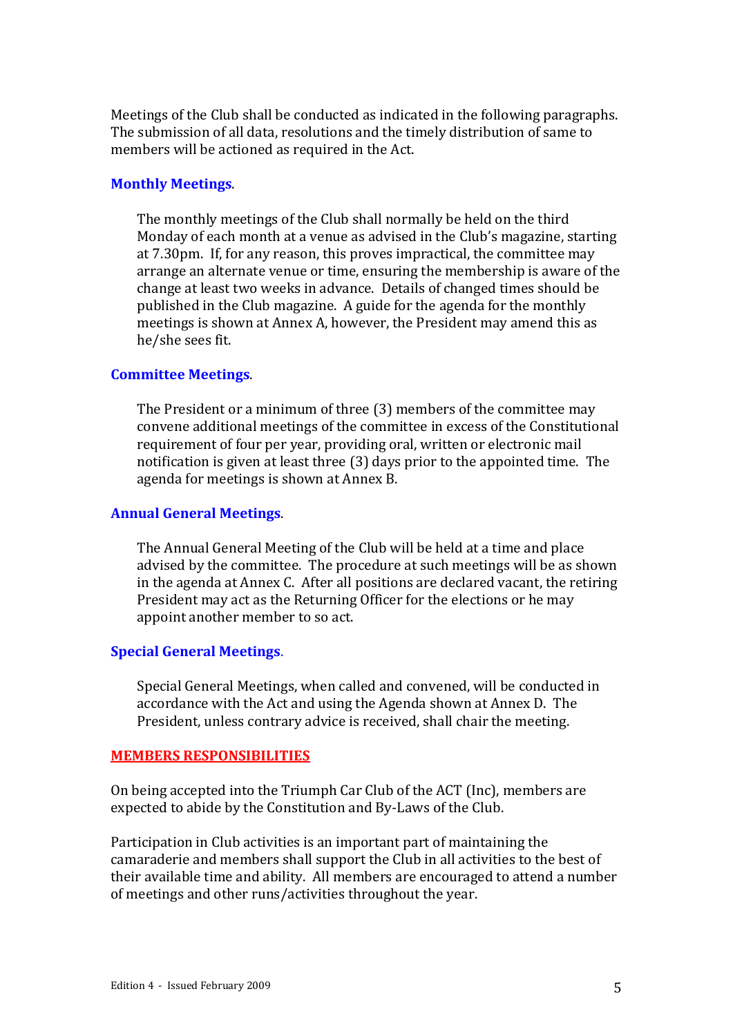Meetings of the Club shall be conducted as indicated in the following paragraphs. The submission of all data, resolutions and the timely distribution of same to members will be actioned as required in the Act.

### Monthly Meetings.

The monthly meetings of the Club shall normally be held on the third Monday of each month at a venue as advised in the Club's magazine, starting at 7.30pm. If, for any reason, this proves impractical, the committee may arrange an alternate venue or time, ensuring the membership is aware of the change at least two weeks in advance. Details of changed times should be published in the Club magazine. A guide for the agenda for the monthly meetings is shown at Annex A, however, the President may amend this as he/she sees fit.

### Committee Meetings.

The President or a minimum of three (3) members of the committee may convene additional meetings of the committee in excess of the Constitutional requirement of four per year, providing oral, written or electronic mail notification is given at least three (3) days prior to the appointed time. The agenda for meetings is shown at Annex B.

### Annual General Meetings.

The Annual General Meeting of the Club will be held at a time and place advised by the committee. The procedure at such meetings will be as shown in the agenda at Annex C. After all positions are declared vacant, the retiring President may act as the Returning Officer for the elections or he may appoint another member to so act.

### Special General Meetings.

Special General Meetings, when called and convened, will be conducted in accordance with the Act and using the Agenda shown at Annex D. The President, unless contrary advice is received, shall chair the meeting.

## MEMBERS RESPONSIBILITIES

On being accepted into the Triumph Car Club of the ACT (Inc), members are expected to abide by the Constitution and By-Laws of the Club.

Participation in Club activities is an important part of maintaining the camaraderie and members shall support the Club in all activities to the best of their available time and ability. All members are encouraged to attend a number of meetings and other runs/activities throughout the year.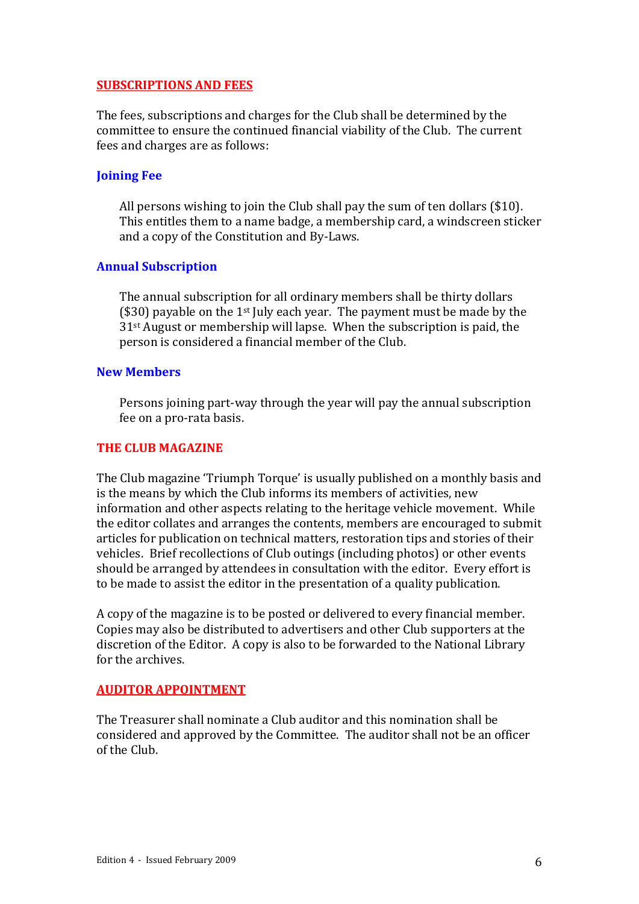## SUBSCRIPTIONS AND FEES

The fees, subscriptions and charges for the Club shall be determined by the committee to ensure the continued financial viability of the Club. The current fees and charges are as follows:

### Joining Fee

All persons wishing to join the Club shall pay the sum of ten dollars ($10). This entitles them to a name badge, a membership card, a windscreen sticker and a copy of the Constitution and By-Laws.

### Annual Subscription

The annual subscription for all ordinary members shall be thirty dollars ($30) payable on the 1st July each year. The payment must be made by the 31st August or membership will lapse. When the subscription is paid, the person is considered a financial member of the Club.

### New Members

Persons joining part-way through the year will pay the annual subscription fee on a pro-rata basis.

## THE CLUB MAGAZINE

The Club magazine 'Triumph Torque' is usually published on a monthly basis and is the means by which the Club informs its members of activities, new information and other aspects relating to the heritage vehicle movement. While the editor collates and arranges the contents, members are encouraged to submit articles for publication on technical matters, restoration tips and stories of their vehicles. Brief recollections of Club outings (including photos) or other events should be arranged by attendees in consultation with the editor. Every effort is to be made to assist the editor in the presentation of a quality publication.

A copy of the magazine is to be posted or delivered to every financial member. Copies may also be distributed to advertisers and other Club supporters at the discretion of the Editor. A copy is also to be forwarded to the National Library for the archives.

## AUDITOR APPOINTMENT

The Treasurer shall nominate a Club auditor and this nomination shall be considered and approved by the Committee. The auditor shall not be an officer of the Club.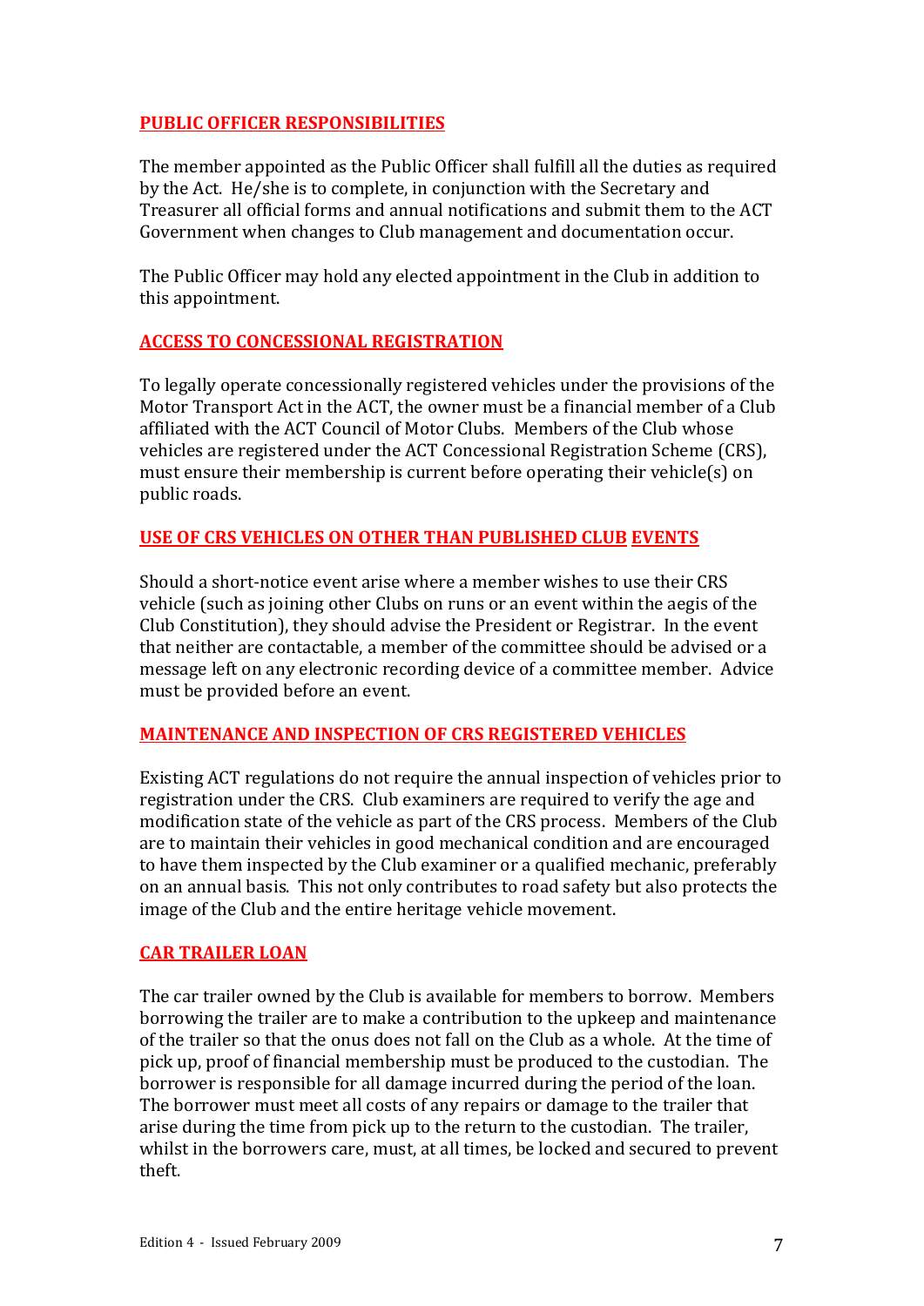## PUBLIC OFFICER RESPONSIBILITIES

The member appointed as the Public Officer shall fulfill all the duties as required by the Act. He/she is to complete, in conjunction with the Secretary and Treasurer all official forms and annual notifications and submit them to the ACT Government when changes to Club management and documentation occur.

The Public Officer may hold any elected appointment in the Club in addition to this appointment.

## ACCESS TO CONCESSIONAL REGISTRATION

To legally operate concessionally registered vehicles under the provisions of the Motor Transport Act in the ACT, the owner must be a financial member of a Club affiliated with the ACT Council of Motor Clubs. Members of the Club whose vehicles are registered under the ACT Concessional Registration Scheme (CRS), must ensure their membership is current before operating their vehicle(s) on public roads.

## USE OF CRS VEHICLES ON OTHER THAN PUBLISHED CLUB EVENTS

Should a short-notice event arise where a member wishes to use their CRS vehicle (such as joining other Clubs on runs or an event within the aegis of the Club Constitution), they should advise the President or Registrar. In the event that neither are contactable, a member of the committee should be advised or a message left on any electronic recording device of a committee member. Advice must be provided before an event.

## MAINTENANCE AND INSPECTION OF CRS REGISTERED VEHICLES

Existing ACT regulations do not require the annual inspection of vehicles prior to registration under the CRS. Club examiners are required to verify the age and modification state of the vehicle as part of the CRS process. Members of the Club are to maintain their vehicles in good mechanical condition and are encouraged to have them inspected by the Club examiner or a qualified mechanic, preferably on an annual basis. This not only contributes to road safety but also protects the image of the Club and the entire heritage vehicle movement.

## CAR TRAILER LOAN

The car trailer owned by the Club is available for members to borrow. Members borrowing the trailer are to make a contribution to the upkeep and maintenance of the trailer so that the onus does not fall on the Club as a whole. At the time of pick up, proof of financial membership must be produced to the custodian. The borrower is responsible for all damage incurred during the period of the loan. The borrower must meet all costs of any repairs or damage to the trailer that arise during the time from pick up to the return to the custodian. The trailer, whilst in the borrowers care, must, at all times, be locked and secured to prevent theft.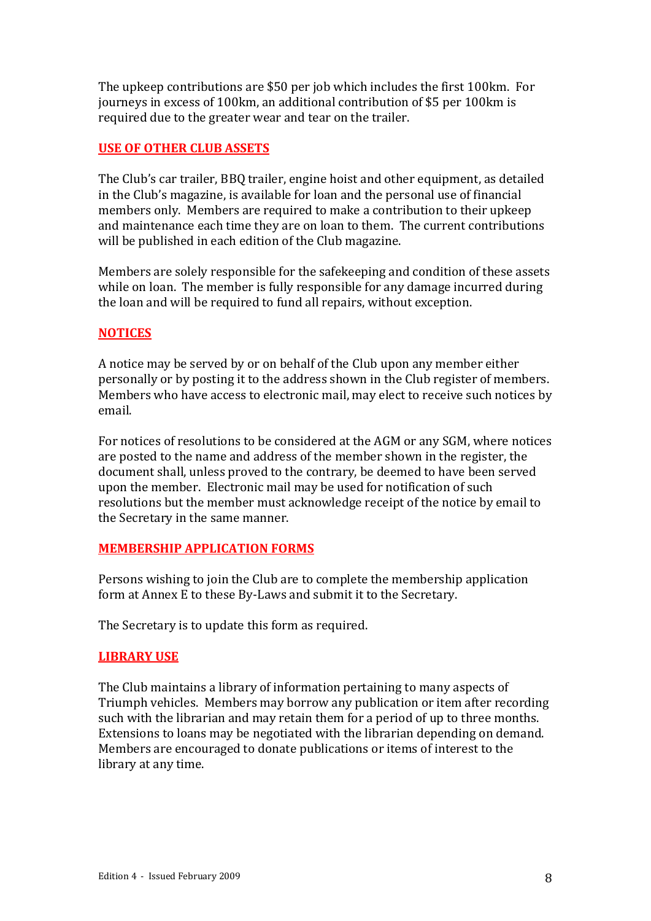The upkeep contributions are $50 per job which includes the first 100km. For journeys in excess of 100km, an additional contribution of $5 per 100km is required due to the greater wear and tear on the trailer.

## USE OF OTHER CLUB ASSETS

The Club's car trailer, BBQ trailer, engine hoist and other equipment, as detailed in the Club's magazine, is available for loan and the personal use of financial members only. Members are required to make a contribution to their upkeep and maintenance each time they are on loan to them. The current contributions will be published in each edition of the Club magazine.

Members are solely responsible for the safekeeping and condition of these assets while on loan. The member is fully responsible for any damage incurred during the loan and will be required to fund all repairs, without exception.

## NOTICES

A notice may be served by or on behalf of the Club upon any member either personally or by posting it to the address shown in the Club register of members. Members who have access to electronic mail, may elect to receive such notices by email.

For notices of resolutions to be considered at the AGM or any SGM, where notices are posted to the name and address of the member shown in the register, the document shall, unless proved to the contrary, be deemed to have been served upon the member. Electronic mail may be used for notification of such resolutions but the member must acknowledge receipt of the notice by email to the Secretary in the same manner.

## MEMBERSHIP APPLICATION FORMS

Persons wishing to join the Club are to complete the membership application form at Annex E to these By-Laws and submit it to the Secretary.

The Secretary is to update this form as required.

## LIBRARY USE

The Club maintains a library of information pertaining to many aspects of Triumph vehicles. Members may borrow any publication or item after recording such with the librarian and may retain them for a period of up to three months. Extensions to loans may be negotiated with the librarian depending on demand. Members are encouraged to donate publications or items of interest to the library at any time.

Edition 4 - Issued February 2009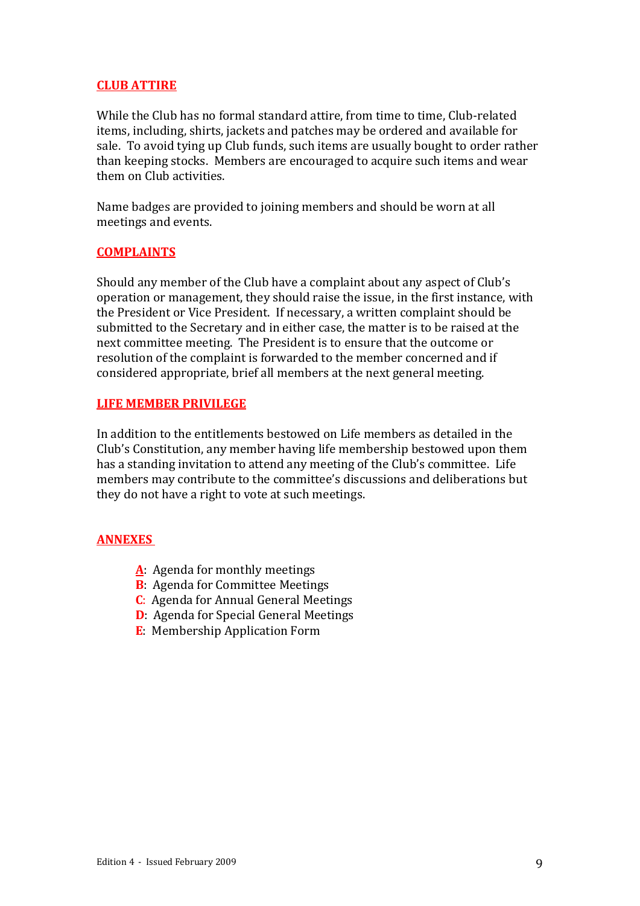## CLUB ATTIRE

While the Club has no formal standard attire, from time to time, Club-related items, including, shirts, jackets and patches may be ordered and available for sale. To avoid tying up Club funds, such items are usually bought to order rather than keeping stocks. Members are encouraged to acquire such items and wear them on Club activities.

Name badges are provided to joining members and should be worn at all meetings and events.

## COMPLAINTS

Should any member of the Club have a complaint about any aspect of Club's operation or management, they should raise the issue, in the first instance, with the President or Vice President. If necessary, a written complaint should be submitted to the Secretary and in either case, the matter is to be raised at the next committee meeting. The President is to ensure that the outcome or resolution of the complaint is forwarded to the member concerned and if considered appropriate, brief all members at the next general meeting.

## LIFE MEMBER PRIVILEGE

In addition to the entitlements bestowed on Life members as detailed in the Club's Constitution, any member having life membership bestowed upon them has a standing invitation to attend any meeting of the Club's committee. Life members may contribute to the committee's discussions and deliberations but they do not have a right to vote at such meetings.

## ANNEXES

- **A**: Agenda for monthly meetings
- **B**: Agenda for Committee Meetings
- **C**: Agenda for Annual General Meetings
- **D**: Agenda for Special General Meetings
- **E**: Membership Application Form

Edition 4 - Issued February 2009